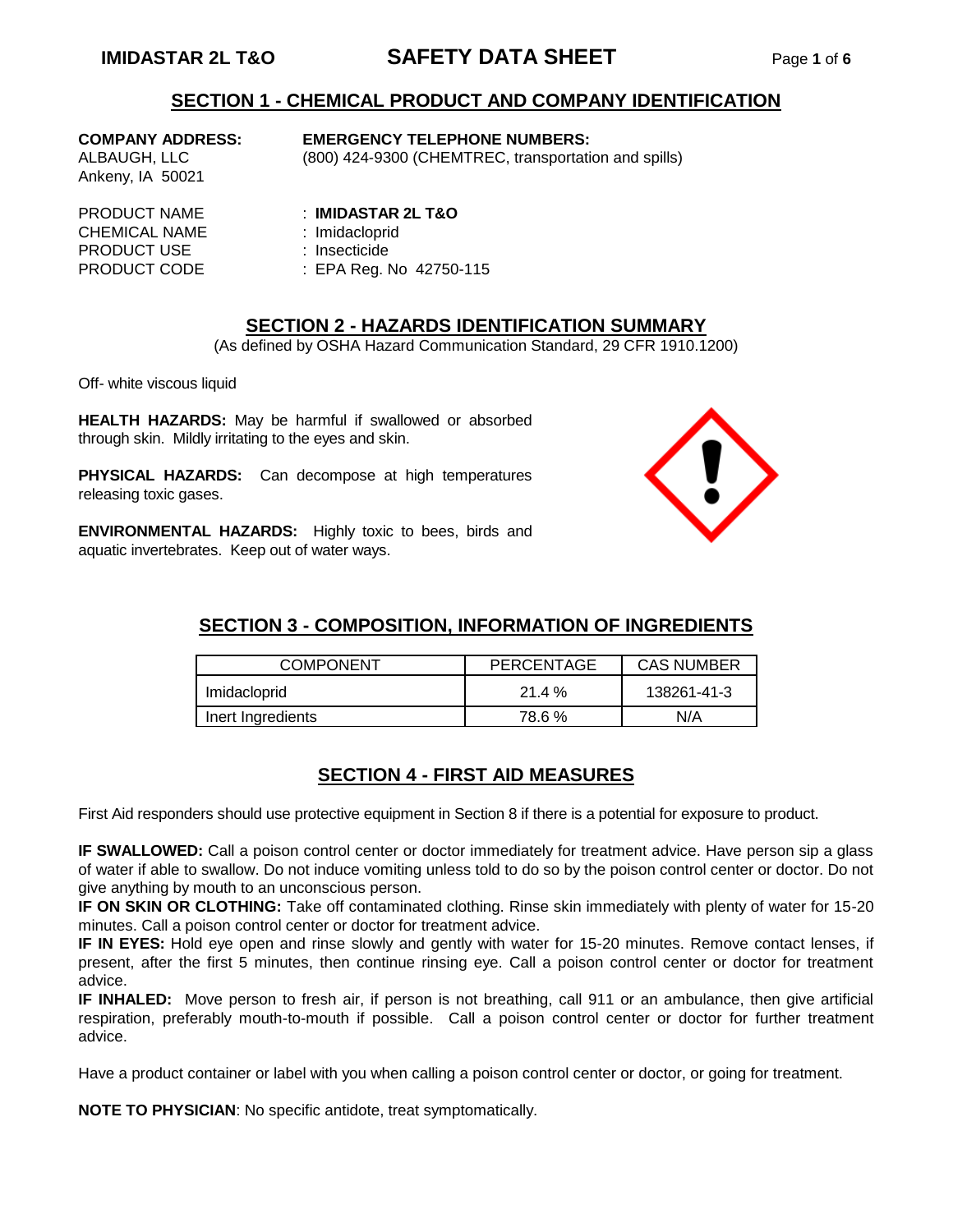## SECTION 1 - CHEMICAL PRODUCT AND COMPANY IDENTIFICATION

**COMPANY ADDRESS:**
ALBAUGH, LLC
Ankeny, IA 50021

**EMERGENCY TELEPHONE NUMBERS:**
(800) 424-9300 (CHEMTREC, transportation and spills)

PRODUCT NAME : **IMIDASTAR 2L T&O**
CHEMICAL NAME : Imidacloprid
PRODUCT USE : Insecticide
PRODUCT CODE : EPA Reg. No 42750-115

## SECTION 2 - HAZARDS IDENTIFICATION SUMMARY

(As defined by OSHA Hazard Communication Standard, 29 CFR 1910.1200)

Off- white viscous liquid

**HEALTH HAZARDS:** May be harmful if swallowed or absorbed through skin. Mildly irritating to the eyes and skin.

**PHYSICAL HAZARDS:** Can decompose at high temperatures releasing toxic gases.

**ENVIRONMENTAL HAZARDS:** Highly toxic to bees, birds and aquatic invertebrates. Keep out of water ways.

## SECTION 3 - COMPOSITION, INFORMATION OF INGREDIENTS

| COMPONENT | PERCENTAGE | CAS NUMBER |
|---|---|---|
| Imidacloprid | 21.4 % | 138261-41-3 |
| Inert Ingredients | 78.6 % | N/A |

## SECTION 4 - FIRST AID MEASURES

First Aid responders should use protective equipment in Section 8 if there is a potential for exposure to product.

**IF SWALLOWED:** Call a poison control center or doctor immediately for treatment advice. Have person sip a glass of water if able to swallow. Do not induce vomiting unless told to do so by the poison control center or doctor. Do not give anything by mouth to an unconscious person.
**IF ON SKIN OR CLOTHING:** Take off contaminated clothing. Rinse skin immediately with plenty of water for 15-20 minutes. Call a poison control center or doctor for treatment advice.
**IF IN EYES:** Hold eye open and rinse slowly and gently with water for 15-20 minutes. Remove contact lenses, if present, after the first 5 minutes, then continue rinsing eye. Call a poison control center or doctor for treatment advice.
**IF INHALED:** Move person to fresh air, if person is not breathing, call 911 or an ambulance, then give artificial respiration, preferably mouth-to-mouth if possible. Call a poison control center or doctor for further treatment advice.

Have a product container or label with you when calling a poison control center or doctor, or going for treatment.

**NOTE TO PHYSICIAN**: No specific antidote, treat symptomatically.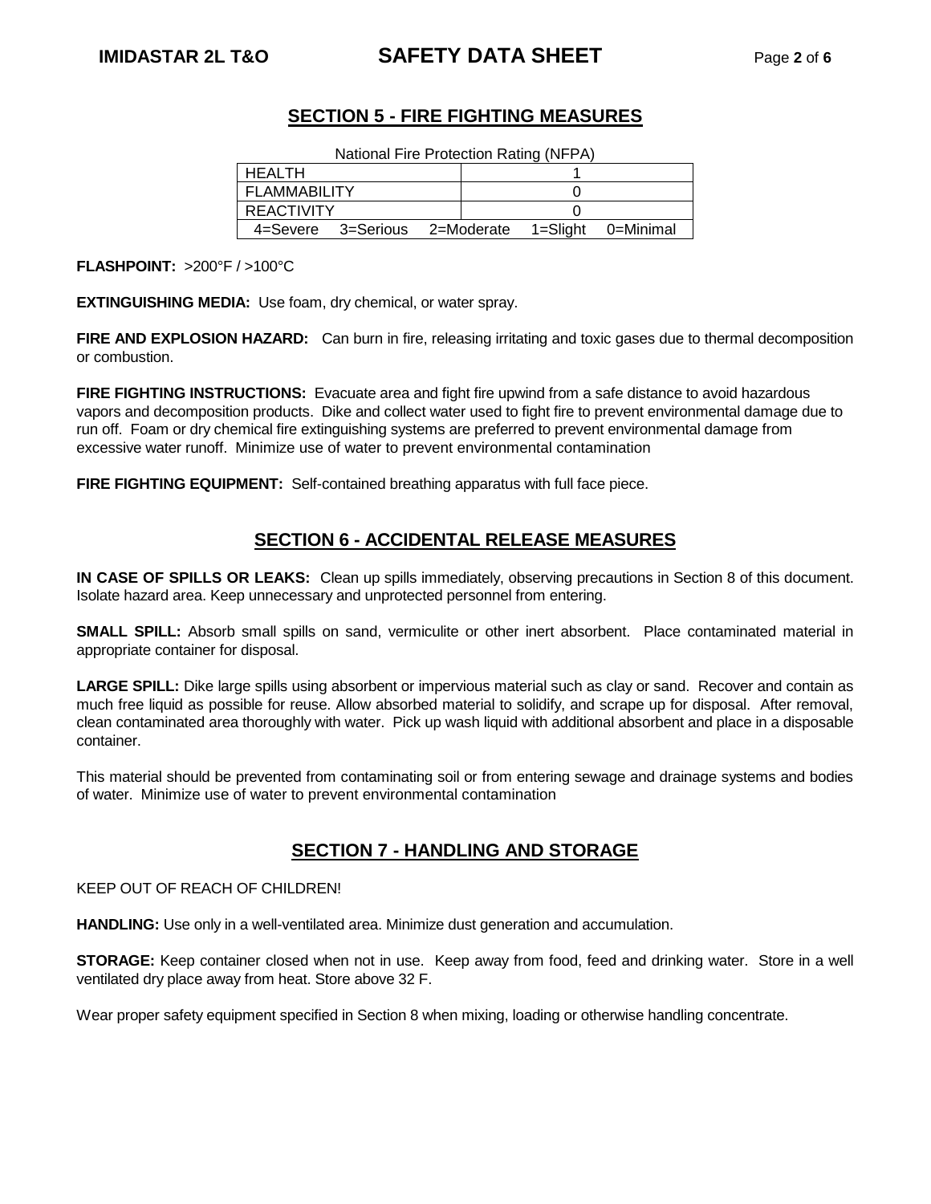## SECTION 5 - FIRE FIGHTING MEASURES

National Fire Protection Rating (NFPA)

| | |
|---|---|
| HEALTH | 1 |
| FLAMMABILITY | 0 |
| REACTIVITY | 0 |
| 4=Severe 3=Serious 2=Moderate 1=Slight 0=Minimal | |

**FLASHPOINT:** >200°F / >100°C

**EXTINGUISHING MEDIA:** Use foam, dry chemical, or water spray.

**FIRE AND EXPLOSION HAZARD:** Can burn in fire, releasing irritating and toxic gases due to thermal decomposition or combustion.

**FIRE FIGHTING INSTRUCTIONS:** Evacuate area and fight fire upwind from a safe distance to avoid hazardous vapors and decomposition products. Dike and collect water used to fight fire to prevent environmental damage due to run off. Foam or dry chemical fire extinguishing systems are preferred to prevent environmental damage from excessive water runoff. Minimize use of water to prevent environmental contamination

**FIRE FIGHTING EQUIPMENT:** Self-contained breathing apparatus with full face piece.

## SECTION 6 - ACCIDENTAL RELEASE MEASURES

**IN CASE OF SPILLS OR LEAKS:** Clean up spills immediately, observing precautions in Section 8 of this document. Isolate hazard area. Keep unnecessary and unprotected personnel from entering.

**SMALL SPILL:** Absorb small spills on sand, vermiculite or other inert absorbent. Place contaminated material in appropriate container for disposal.

**LARGE SPILL:** Dike large spills using absorbent or impervious material such as clay or sand. Recover and contain as much free liquid as possible for reuse. Allow absorbed material to solidify, and scrape up for disposal. After removal, clean contaminated area thoroughly with water. Pick up wash liquid with additional absorbent and place in a disposable container.

This material should be prevented from contaminating soil or from entering sewage and drainage systems and bodies of water. Minimize use of water to prevent environmental contamination

## SECTION 7 - HANDLING AND STORAGE

KEEP OUT OF REACH OF CHILDREN!

**HANDLING:** Use only in a well-ventilated area. Minimize dust generation and accumulation.

**STORAGE:** Keep container closed when not in use. Keep away from food, feed and drinking water. Store in a well ventilated dry place away from heat. Store above 32 F.

Wear proper safety equipment specified in Section 8 when mixing, loading or otherwise handling concentrate.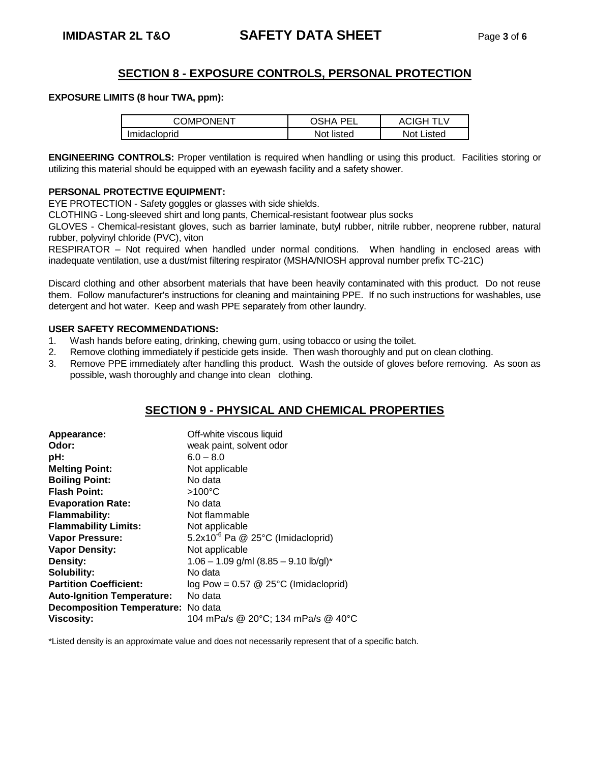## SECTION 8 - EXPOSURE CONTROLS, PERSONAL PROTECTION

**EXPOSURE LIMITS (8 hour TWA, ppm):**

| COMPONENT | OSHA PEL | ACIGH TLV |
|---|---|---|
| Imidacloprid | Not listed | Not Listed |

**ENGINEERING CONTROLS:** Proper ventilation is required when handling or using this product. Facilities storing or utilizing this material should be equipped with an eyewash facility and a safety shower.

**PERSONAL PROTECTIVE EQUIPMENT:**

EYE PROTECTION - Safety goggles or glasses with side shields.

CLOTHING - Long-sleeved shirt and long pants, Chemical-resistant footwear plus socks

GLOVES - Chemical-resistant gloves, such as barrier laminate, butyl rubber, nitrile rubber, neoprene rubber, natural rubber, polyvinyl chloride (PVC), viton

RESPIRATOR – Not required when handled under normal conditions. When handling in enclosed areas with inadequate ventilation, use a dust/mist filtering respirator (MSHA/NIOSH approval number prefix TC-21C)

Discard clothing and other absorbent materials that have been heavily contaminated with this product. Do not reuse them. Follow manufacturer's instructions for cleaning and maintaining PPE. If no such instructions for washables, use detergent and hot water. Keep and wash PPE separately from other laundry.

**USER SAFETY RECOMMENDATIONS:**

1. Wash hands before eating, drinking, chewing gum, using tobacco or using the toilet.
2. Remove clothing immediately if pesticide gets inside. Then wash thoroughly and put on clean clothing.
3. Remove PPE immediately after handling this product. Wash the outside of gloves before removing. As soon as possible, wash thoroughly and change into clean clothing.

## SECTION 9 - PHYSICAL AND CHEMICAL PROPERTIES

**Appearance:** Off-white viscous liquid
**Odor:** weak paint, solvent odor
**pH:** 6.0 – 8.0
**Melting Point:** Not applicable
**Boiling Point:** No data
**Flash Point:** >100°C
**Evaporation Rate:** No data
**Flammability:** Not flammable
**Flammability Limits:** Not applicable
**Vapor Pressure:** $5.2 \times 10^{-6}$ Pa @ 25°C (Imidacloprid)
**Vapor Density:** Not applicable
**Density:** 1.06 – 1.09 g/ml (8.85 – 9.10 lb/gl)*
**Solubility:** No data
**Partition Coefficient:** log Pow = 0.57 @ 25°C (Imidacloprid)
**Auto-Ignition Temperature:** No data
**Decomposition Temperature:** No data
**Viscosity:** 104 mPa/s @ 20°C; 134 mPa/s @ 40°C

*Listed density is an approximate value and does not necessarily represent that of a specific batch.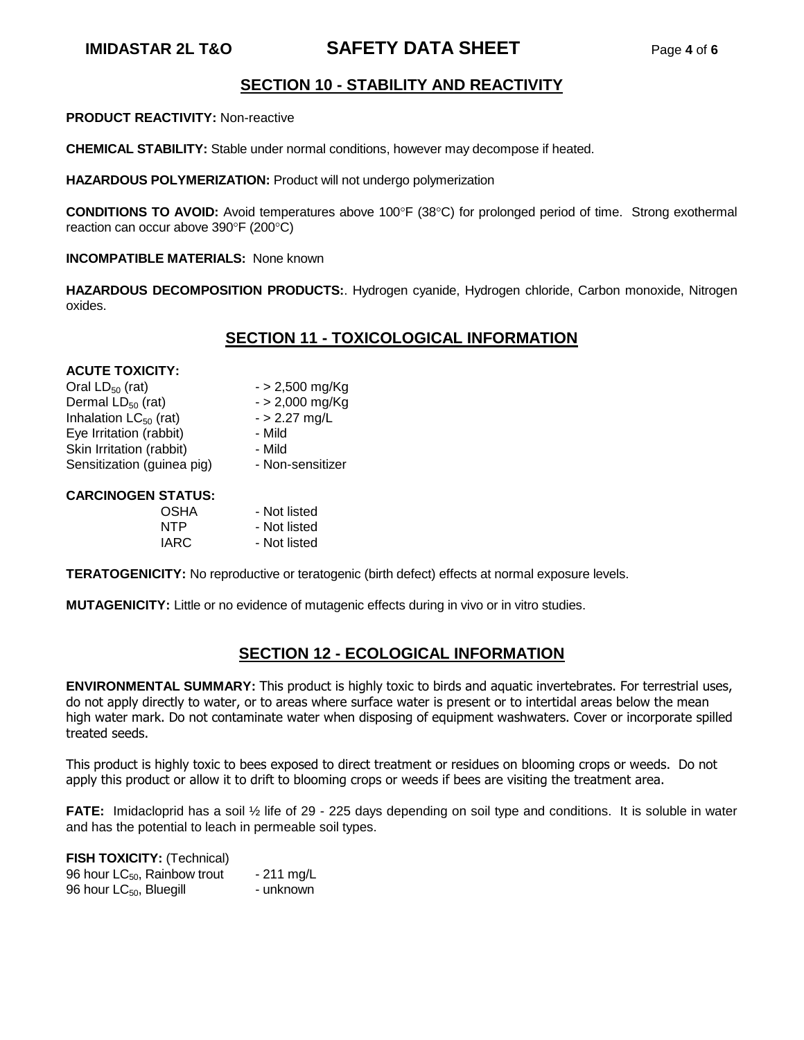## SECTION 10 - STABILITY AND REACTIVITY

**PRODUCT REACTIVITY:** Non-reactive

**CHEMICAL STABILITY:** Stable under normal conditions, however may decompose if heated.

**HAZARDOUS POLYMERIZATION:** Product will not undergo polymerization

**CONDITIONS TO AVOID:** Avoid temperatures above 100°F (38°C) for prolonged period of time. Strong exothermal reaction can occur above 390°F (200°C)

**INCOMPATIBLE MATERIALS:** None known

**HAZARDOUS DECOMPOSITION PRODUCTS:**. Hydrogen cyanide, Hydrogen chloride, Carbon monoxide, Nitrogen oxides.

## SECTION 11 - TOXICOLOGICAL INFORMATION

**ACUTE TOXICITY:**

| | |
|---|---|
| Oral $LD_{50}$ (rat) | - > 2,500 mg/Kg |
| Dermal $LD_{50}$ (rat) | - > 2,000 mg/Kg |
| Inhalation $LC_{50}$ (rat) | - > 2.27 mg/L |
| Eye Irritation (rabbit) | - Mild |
| Skin Irritation (rabbit) | - Mild |
| Sensitization (guinea pig) | - Non-sensitizer |

**CARCINOGEN STATUS:**

| | |
|---|---|
| OSHA | - Not listed |
| NTP | - Not listed |
| IARC | - Not listed |

**TERATOGENICITY:** No reproductive or teratogenic (birth defect) effects at normal exposure levels.

**MUTAGENICITY:** Little or no evidence of mutagenic effects during in vivo or in vitro studies.

## SECTION 12 - ECOLOGICAL INFORMATION

**ENVIRONMENTAL SUMMARY:** This product is highly toxic to birds and aquatic invertebrates. For terrestrial uses, do not apply directly to water, or to areas where surface water is present or to intertidal areas below the mean high water mark. Do not contaminate water when disposing of equipment washwaters. Cover or incorporate spilled treated seeds.

This product is highly toxic to bees exposed to direct treatment or residues on blooming crops or weeds. Do not apply this product or allow it to drift to blooming crops or weeds if bees are visiting the treatment area.

**FATE:** Imidacloprid has a soil ½ life of 29 - 225 days depending on soil type and conditions. It is soluble in water and has the potential to leach in permeable soil types.

**FISH TOXICITY:** (Technical)

| | |
|---|---|
| 96 hour $LC_{50}$, Rainbow trout | - 211 mg/L |
| 96 hour $LC_{50}$, Bluegill | - unknown |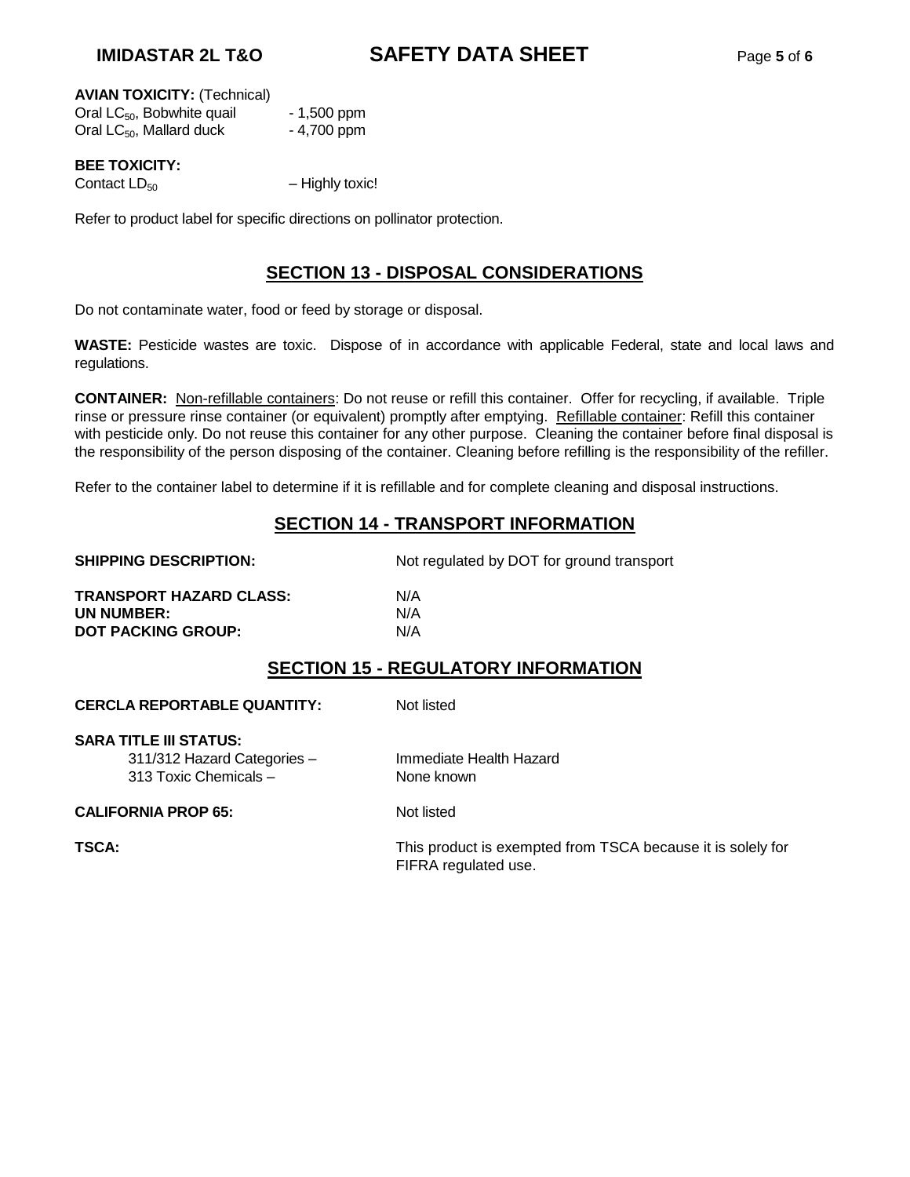**AVIAN TOXICITY:** (Technical)

Oral $LC_{50}$, Bobwhite quail - 1,500 ppm
Oral $LC_{50}$, Mallard duck - 4,700 ppm

**BEE TOXICITY:**

Contact $LD_{50}$ – Highly toxic!

Refer to product label for specific directions on pollinator protection.

## SECTION 13 - DISPOSAL CONSIDERATIONS

Do not contaminate water, food or feed by storage or disposal.

**WASTE:** Pesticide wastes are toxic. Dispose of in accordance with applicable Federal, state and local laws and regulations.

**CONTAINER:** Non-refillable containers: Do not reuse or refill this container. Offer for recycling, if available. Triple rinse or pressure rinse container (or equivalent) promptly after emptying. Refillable container: Refill this container with pesticide only. Do not reuse this container for any other purpose. Cleaning the container before final disposal is the responsibility of the person disposing of the container. Cleaning before refilling is the responsibility of the refiller.

Refer to the container label to determine if it is refillable and for complete cleaning and disposal instructions.

## SECTION 14 - TRANSPORT INFORMATION

**SHIPPING DESCRIPTION:** Not regulated by DOT for ground transport

**TRANSPORT HAZARD CLASS:** N/A
**UN NUMBER:** N/A
**DOT PACKING GROUP:** N/A

## SECTION 15 - REGULATORY INFORMATION

**CERCLA REPORTABLE QUANTITY:** Not listed

**SARA TITLE III STATUS:**
311/312 Hazard Categories – Immediate Health Hazard
313 Toxic Chemicals – None known

**CALIFORNIA PROP 65:** Not listed

**TSCA:** This product is exempted from TSCA because it is solely for FIFRA regulated use.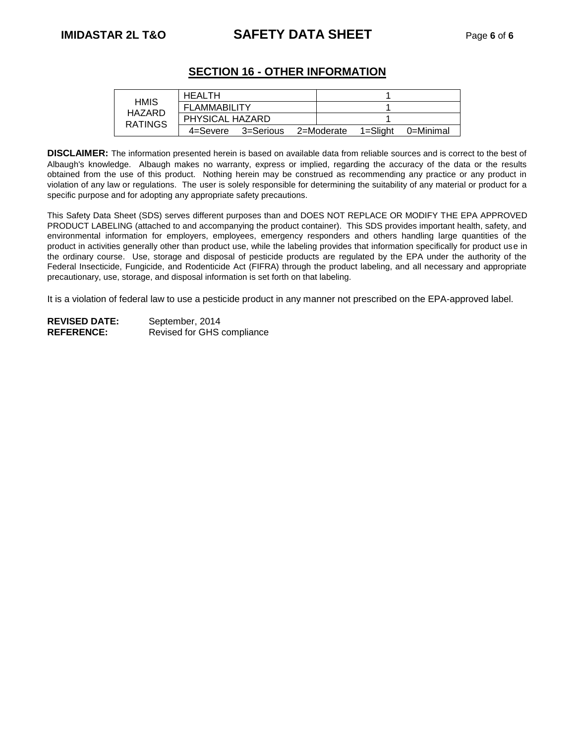## SECTION 16 - OTHER INFORMATION

| | | |
|---|---|---|
| HMIS HAZARD RATINGS | HEALTH | 1 |
| | FLAMMABILITY | 1 |
| | PHYSICAL HAZARD | 1 |
| | 4=Severe 3=Serious 2=Moderate 1=Slight 0=Minimal | |

**DISCLAIMER:** The information presented herein is based on available data from reliable sources and is correct to the best of Albaugh's knowledge. Albaugh makes no warranty, express or implied, regarding the accuracy of the data or the results obtained from the use of this product. Nothing herein may be construed as recommending any practice or any product in violation of any law or regulations. The user is solely responsible for determining the suitability of any material or product for a specific purpose and for adopting any appropriate safety precautions.

This Safety Data Sheet (SDS) serves different purposes than and DOES NOT REPLACE OR MODIFY THE EPA APPROVED PRODUCT LABELING (attached to and accompanying the product container). This SDS provides important health, safety, and environmental information for employers, employees, emergency responders and others handling large quantities of the product in activities generally other than product use, while the labeling provides that information specifically for product use in the ordinary course. Use, storage and disposal of pesticide products are regulated by the EPA under the authority of the Federal Insecticide, Fungicide, and Rodenticide Act (FIFRA) through the product labeling, and all necessary and appropriate precautionary, use, storage, and disposal information is set forth on that labeling.

It is a violation of federal law to use a pesticide product in any manner not prescribed on the EPA-approved label.

**REVISED DATE:** September, 2014
**REFERENCE:** Revised for GHS compliance